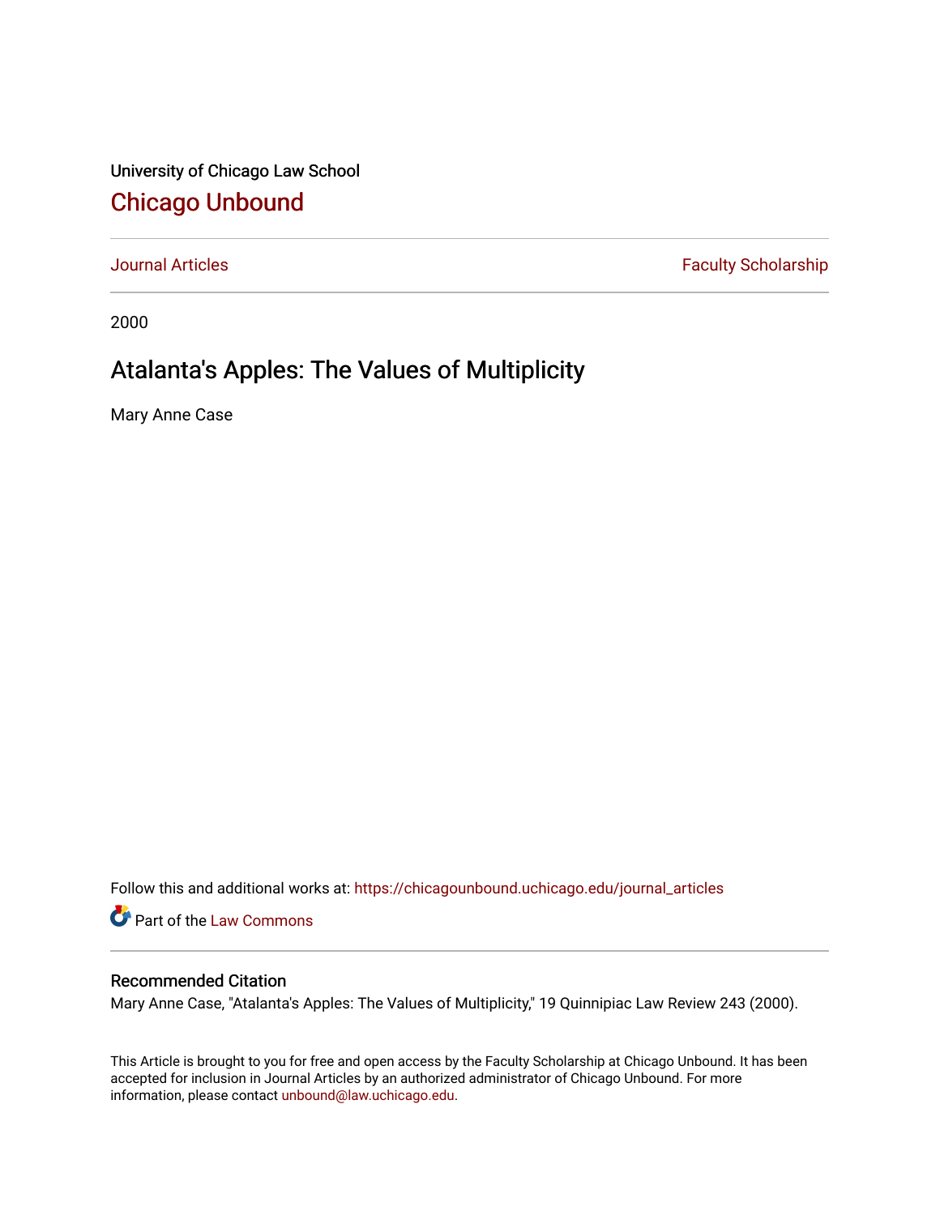University of Chicago Law School

# Chicago Unbound

Journal Articles | Faculty Scholarship

2000

## Atalanta's Apples: The Values of Multiplicity

Mary Anne Case

Follow this and additional works at: https://chicagounbound.uchicago.edu/journal_articles

Part of the Law Commons

### Recommended Citation

Mary Anne Case, "Atalanta's Apples: The Values of Multiplicity," 19 Quinnipiac Law Review 243 (2000).

This Article is brought to you for free and open access by the Faculty Scholarship at Chicago Unbound. It has been accepted for inclusion in Journal Articles by an authorized administrator of Chicago Unbound. For more information, please contact unbound@law.uchicago.edu.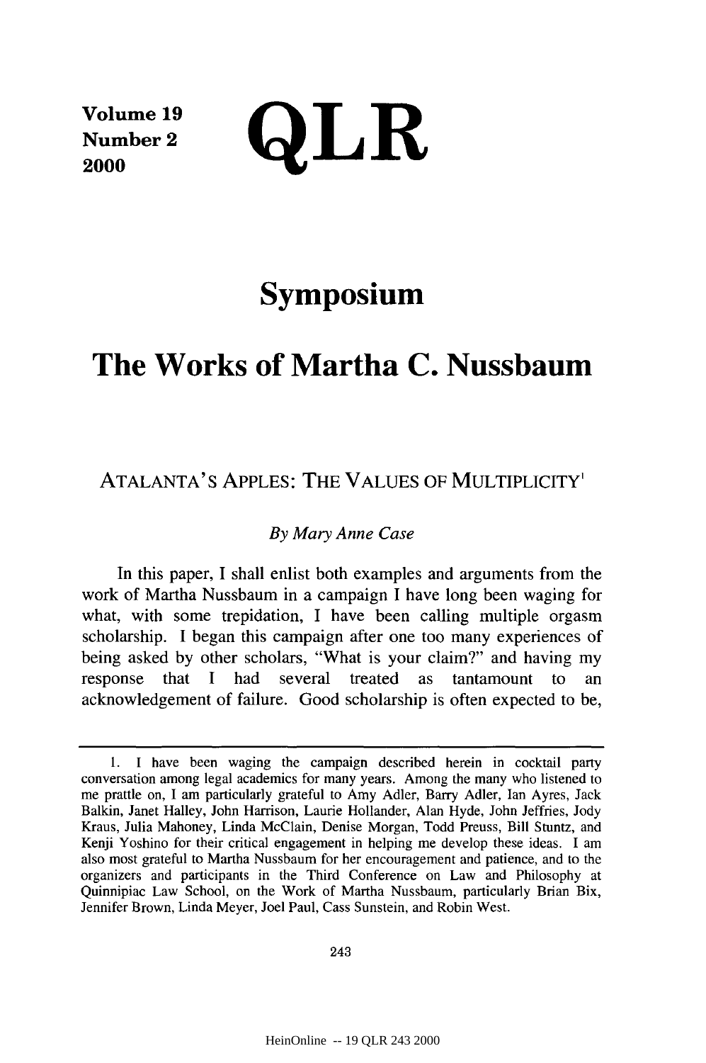# Symposium

# The Works of Martha C. Nussbaum

## ATALANTA'S APPLES: THE VALUES OF MULTIPLICITY[1]

*By Mary Anne Case*

In this paper, I shall enlist both examples and arguments from the work of Martha Nussbaum in a campaign I have long been waging for what, with some trepidation, I have been calling multiple orgasm scholarship. I began this campaign after one too many experiences of being asked by other scholars, "What is your claim?" and having my response that I had several treated as tantamount to an acknowledgement of failure. Good scholarship is often expected to be,

---

1. I have been waging the campaign described herein in cocktail party conversation among legal academics for many years. Among the many who listened to me prattle on, I am particularly grateful to Amy Adler, Barry Adler, Ian Ayres, Jack Balkin, Janet Halley, John Harrison, Laurie Hollander, Alan Hyde, John Jeffries, Jody Kraus, Julia Mahoney, Linda McClain, Denise Morgan, Todd Preuss, Bill Stuntz, and Kenji Yoshino for their critical engagement in helping me develop these ideas. I am also most grateful to Martha Nussbaum for her encouragement and patience, and to the organizers and participants in the Third Conference on Law and Philosophy at Quinnipiac Law School, on the Work of Martha Nussbaum, particularly Brian Bix, Jennifer Brown, Linda Meyer, Joel Paul, Cass Sunstein, and Robin West.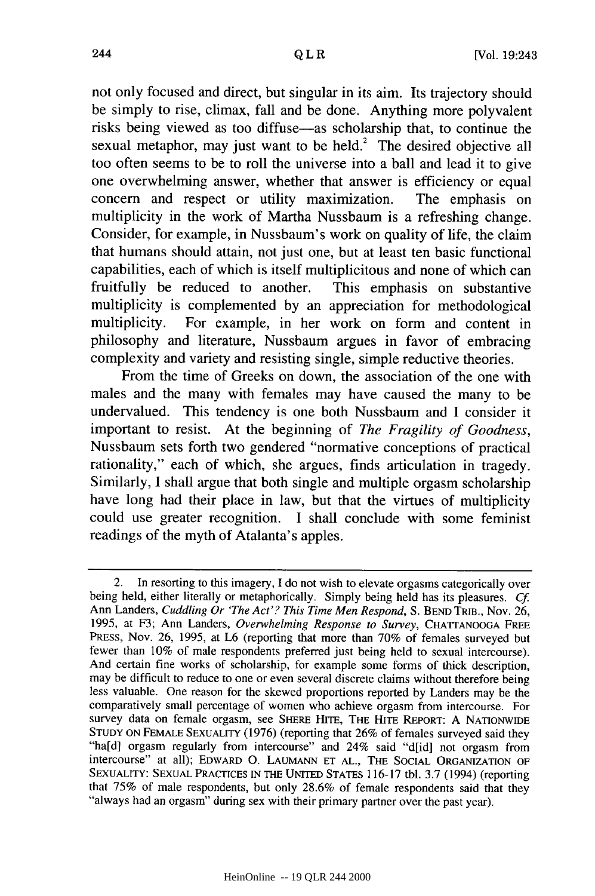not only focused and direct, but singular in its aim. Its trajectory should be simply to rise, climax, fall and be done. Anything more polyvalent risks being viewed as too diffuse—as scholarship that, to continue the sexual metaphor, may just want to be held.[2] The desired objective all too often seems to be to roll the universe into a ball and lead it to give one overwhelming answer, whether that answer is efficiency or equal concern and respect or utility maximization. The emphasis on multiplicity in the work of Martha Nussbaum is a refreshing change. Consider, for example, in Nussbaum's work on quality of life, the claim that humans should attain, not just one, but at least ten basic functional capabilities, each of which is itself multiplicitous and none of which can fruitfully be reduced to another. This emphasis on substantive multiplicity is complemented by an appreciation for methodological multiplicity. For example, in her work on form and content in philosophy and literature, Nussbaum argues in favor of embracing complexity and variety and resisting single, simple reductive theories.

From the time of Greeks on down, the association of the one with males and the many with females may have caused the many to be undervalued. This tendency is one both Nussbaum and I consider it important to resist. At the beginning of *The Fragility of Goodness*, Nussbaum sets forth two gendered "normative conceptions of practical rationality," each of which, she argues, finds articulation in tragedy. Similarly, I shall argue that both single and multiple orgasm scholarship have long had their place in law, but that the virtues of multiplicity could use greater recognition. I shall conclude with some feminist readings of the myth of Atalanta's apples.

---

2. In resorting to this imagery, I do not wish to elevate orgasms categorically over being held, either literally or metaphorically. Simply being held has its pleasures. *Cf.* Ann Landers, *Cuddling Or 'The Act'? This Time Men Respond*, S. BEND TRIB., Nov. 26, 1995, at F3; Ann Landers, *Overwhelming Response to Survey*, CHATTANOOGA FREE PRESS, Nov. 26, 1995, at L6 (reporting that more than 70% of females surveyed but fewer than 10% of male respondents preferred just being held to sexual intercourse). And certain fine works of scholarship, for example some forms of thick description, may be difficult to reduce to one or even several discrete claims without therefore being less valuable. One reason for the skewed proportions reported by Landers may be the comparatively small percentage of women who achieve orgasm from intercourse. For survey data on female orgasm, see SHERE HITE, THE HITE REPORT: A NATIONWIDE STUDY ON FEMALE SEXUALITY (1976) (reporting that 26% of females surveyed said they "ha[d] orgasm regularly from intercourse" and 24% said "d[id] not orgasm from intercourse" at all); EDWARD O. LAUMANN ET AL., THE SOCIAL ORGANIZATION OF SEXUALITY: SEXUAL PRACTICES IN THE UNITED STATES 116-17 tbl. 3.7 (1994) (reporting that 75% of male respondents, but only 28.6% of female respondents said that they "always had an orgasm" during sex with their primary partner over the past year).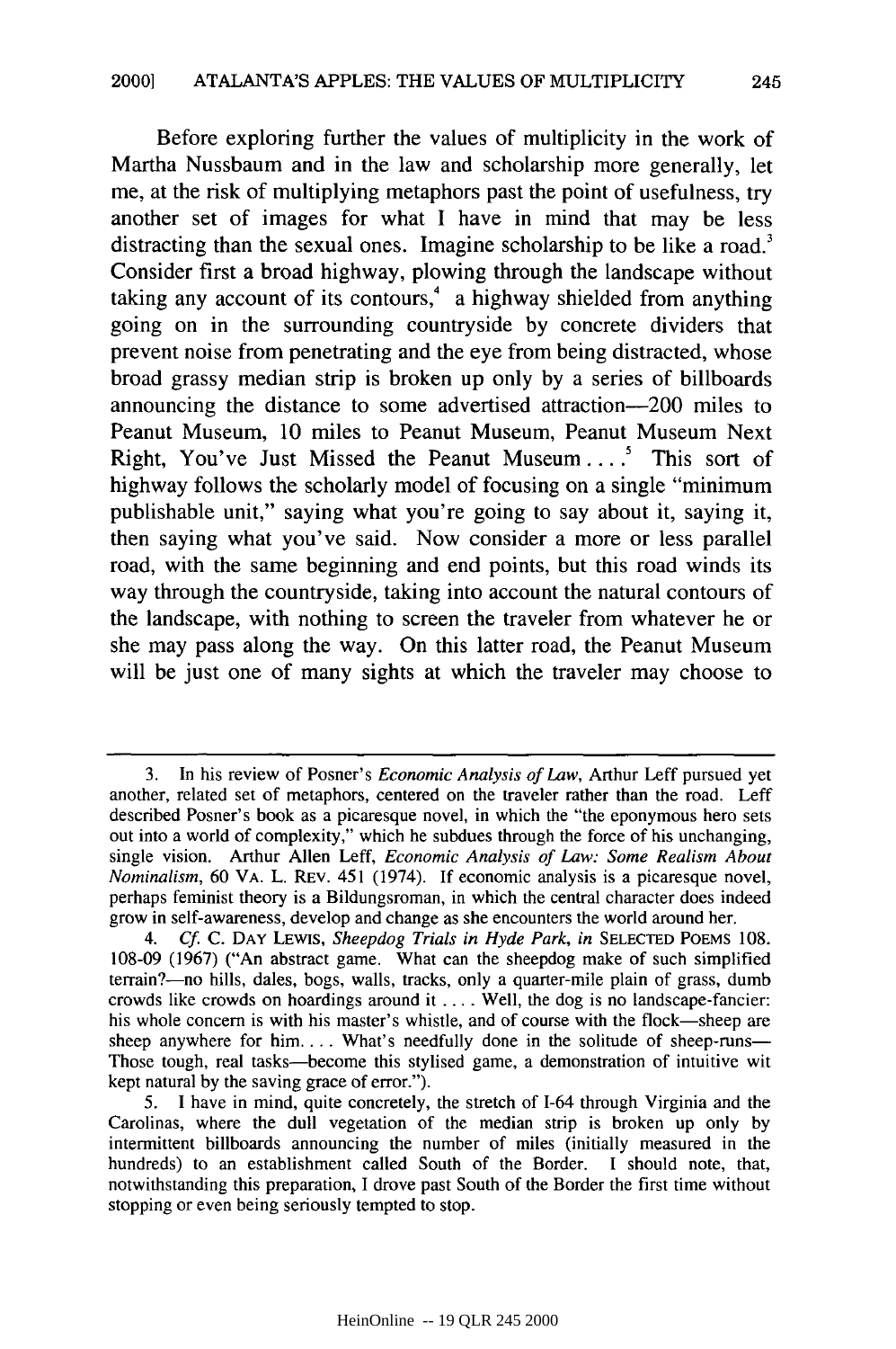Before exploring further the values of multiplicity in the work of Martha Nussbaum and in the law and scholarship more generally, let me, at the risk of multiplying metaphors past the point of usefulness, try another set of images for what I have in mind that may be less distracting than the sexual ones. Imagine scholarship to be like a road.[3] Consider first a broad highway, plowing through the landscape without taking any account of its contours,[4] a highway shielded from anything going on in the surrounding countryside by concrete dividers that prevent noise from penetrating and the eye from being distracted, whose broad grassy median strip is broken up only by a series of billboards announcing the distance to some advertised attraction—200 miles to Peanut Museum, 10 miles to Peanut Museum, Peanut Museum Next Right, You've Just Missed the Peanut Museum . . . .[5] This sort of highway follows the scholarly model of focusing on a single "minimum publishable unit," saying what you're going to say about it, saying it, then saying what you've said. Now consider a more or less parallel road, with the same beginning and end points, but this road winds its way through the countryside, taking into account the natural contours of the landscape, with nothing to screen the traveler from whatever he or she may pass along the way. On this latter road, the Peanut Museum will be just one of many sights at which the traveler may choose to

---

3. In his review of Posner's *Economic Analysis of Law*, Arthur Leff pursued yet another, related set of metaphors, centered on the traveler rather than the road. Leff described Posner's book as a picaresque novel, in which the "the eponymous hero sets out into a world of complexity," which he subdues through the force of his unchanging, single vision. Arthur Allen Leff, *Economic Analysis of Law: Some Realism About Nominalism*, 60 VA. L. REV. 451 (1974). If economic analysis is a picaresque novel, perhaps feminist theory is a Bildungsroman, in which the central character does indeed grow in self-awareness, develop and change as she encounters the world around her.

4. *Cf.* C. DAY LEWIS, *Sheepdog Trials in Hyde Park*, *in* SELECTED POEMS 108. 108-09 (1967) ("An abstract game. What can the sheepdog make of such simplified terrain?—no hills, dales, bogs, walls, tracks, only a quarter-mile plain of grass, dumb crowds like crowds on hoardings around it . . . . Well, the dog is no landscape-fancier: his whole concern is with his master's whistle, and of course with the flock—sheep are sheep anywhere for him. . . . What's needfully done in the solitude of sheep-runs— Those tough, real tasks—become this stylised game, a demonstration of intuitive wit kept natural by the saving grace of error.").

5. I have in mind, quite concretely, the stretch of I-64 through Virginia and the Carolinas, where the dull vegetation of the median strip is broken up only by intermittent billboards announcing the number of miles (initially measured in the hundreds) to an establishment called South of the Border. I should note, that, notwithstanding this preparation, I drove past South of the Border the first time without stopping or even being seriously tempted to stop.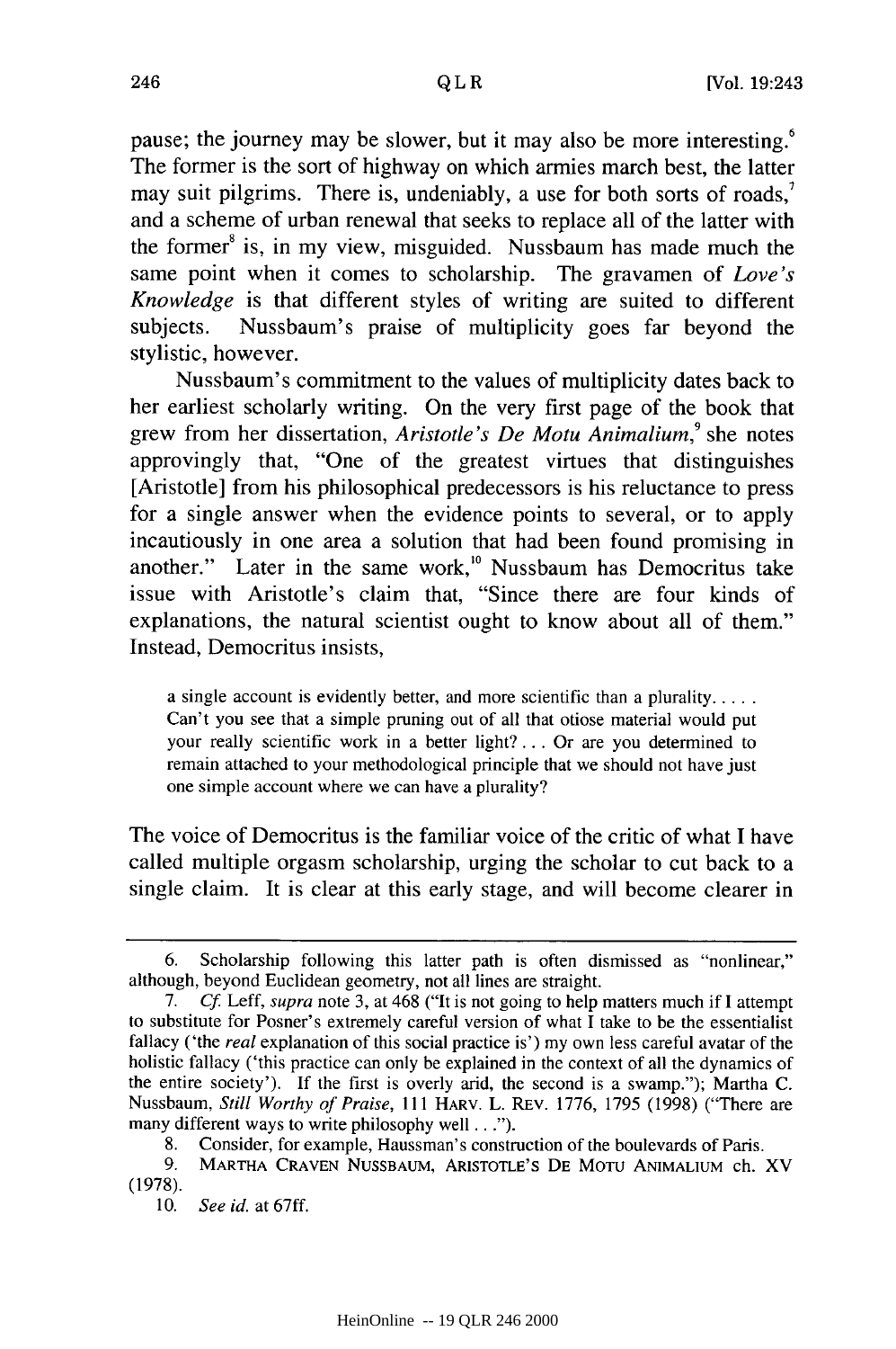pause; the journey may be slower, but it may also be more interesting.[6] The former is the sort of highway on which armies march best, the latter may suit pilgrims. There is, undeniably, a use for both sorts of roads,[7] and a scheme of urban renewal that seeks to replace all of the latter with the former[8] is, in my view, misguided. Nussbaum has made much the same point when it comes to scholarship. The gravamen of *Love's Knowledge* is that different styles of writing are suited to different subjects. Nussbaum's praise of multiplicity goes far beyond the stylistic, however.

Nussbaum's commitment to the values of multiplicity dates back to her earliest scholarly writing. On the very first page of the book that grew from her dissertation, *Aristotle's De Motu Animalium*,[9] she notes approvingly that, "One of the greatest virtues that distinguishes [Aristotle] from his philosophical predecessors is his reluctance to press for a single answer when the evidence points to several, or to apply incautiously in one area a solution that had been found promising in another." Later in the same work,[10] Nussbaum has Democritus take issue with Aristotle's claim that, "Since there are four kinds of explanations, the natural scientist ought to know about all of them." Instead, Democritus insists,

> a single account is evidently better, and more scientific than a plurality. . . . . Can't you see that a simple pruning out of all that otiose material would put your really scientific work in a better light? . . . Or are you determined to remain attached to your methodological principle that we should not have just one simple account where we can have a plurality?

The voice of Democritus is the familiar voice of the critic of what I have called multiple orgasm scholarship, urging the scholar to cut back to a single claim. It is clear at this early stage, and will become clearer in

---

6. Scholarship following this latter path is often dismissed as "nonlinear," although, beyond Euclidean geometry, not all lines are straight.

7. *Cf.* Leff, *supra* note 3, at 468 ("It is not going to help matters much if I attempt to substitute for Posner's extremely careful version of what I take to be the essentialist fallacy ('the *real* explanation of this social practice is') my own less careful avatar of the holistic fallacy ('this practice can only be explained in the context of all the dynamics of the entire society'). If the first is overly arid, the second is a swamp."); Martha C. Nussbaum, *Still Worthy of Praise*, 111 HARV. L. REV. 1776, 1795 (1998) ("There are many different ways to write philosophy well . . .").

8. Consider, for example, Haussman's construction of the boulevards of Paris.

9. MARTHA CRAVEN NUSSBAUM, ARISTOTLE'S DE MOTU ANIMALIUM ch. XV (1978).

10. *See id.* at 67ff.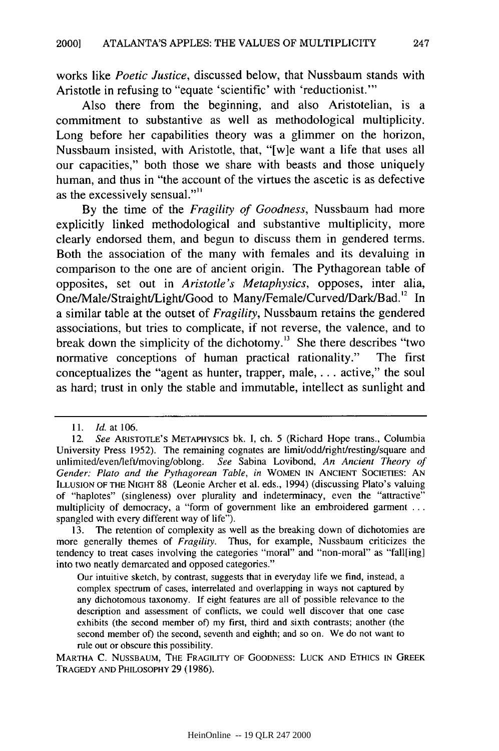works like *Poetic Justice*, discussed below, that Nussbaum stands with Aristotle in refusing to "equate 'scientific' with 'reductionist.'"

Also there from the beginning, and also Aristotelian, is a commitment to substantive as well as methodological multiplicity. Long before her capabilities theory was a glimmer on the horizon, Nussbaum insisted, with Aristotle, that, "[w]e want a life that uses all our capacities," both those we share with beasts and those uniquely human, and thus in "the account of the virtues the ascetic is as defective as the excessively sensual."[11]

By the time of the *Fragility of Goodness*, Nussbaum had more explicitly linked methodological and substantive multiplicity, more clearly endorsed them, and begun to discuss them in gendered terms. Both the association of the many with females and its devaluing in comparison to the one are of ancient origin. The Pythagorean table of opposites, set out in *Aristotle's Metaphysics*, opposes, inter alia, One/Male/Straight/Light/Good to Many/Female/Curved/Dark/Bad.[12] In a similar table at the outset of *Fragility*, Nussbaum retains the gendered associations, but tries to complicate, if not reverse, the valence, and to break down the simplicity of the dichotomy.[13] She there describes "two normative conceptions of human practical rationality." The first conceptualizes the "agent as hunter, trapper, male, . . . active," the soul as hard; trust in only the stable and immutable, intellect as sunlight and

---

11. *Id.* at 106.

12. *See* ARISTOTLE'S METAPHYSICS bk. I, ch. 5 (Richard Hope trans., Columbia University Press 1952). The remaining cognates are limit/odd/right/resting/square and unlimited/even/left/moving/oblong. *See* Sabina Lovibond, *An Ancient Theory of Gender: Plato and the Pythagorean Table*, *in* WOMEN IN ANCIENT SOCIETIES: AN ILLUSION OF THE NIGHT 88 (Leonie Archer et al. eds., 1994) (discussing Plato's valuing of "haplotes" (singleness) over plurality and indeterminacy, even the "attractive" multiplicity of democracy, a "form of government like an embroidered garment . . . spangled with every different way of life").

13. The retention of complexity as well as the breaking down of dichotomies are more generally themes of *Fragility*. Thus, for example, Nussbaum criticizes the tendency to treat cases involving the categories "moral" and "non-moral" as "fall[ing] into two neatly demarcated and opposed categories."

> Our intuitive sketch, by contrast, suggests that in everyday life we find, instead, a complex spectrum of cases, interrelated and overlapping in ways not captured by any dichotomous taxonomy. If eight features are all of possible relevance to the description and assessment of conflicts, we could well discover that one case exhibits (the second member of) my first, third and sixth contrasts; another (the second member of) the second, seventh and eighth; and so on. We do not want to rule out or obscure this possibility.

MARTHA C. NUSSBAUM, THE FRAGILITY OF GOODNESS: LUCK AND ETHICS IN GREEK TRAGEDY AND PHILOSOPHY 29 (1986).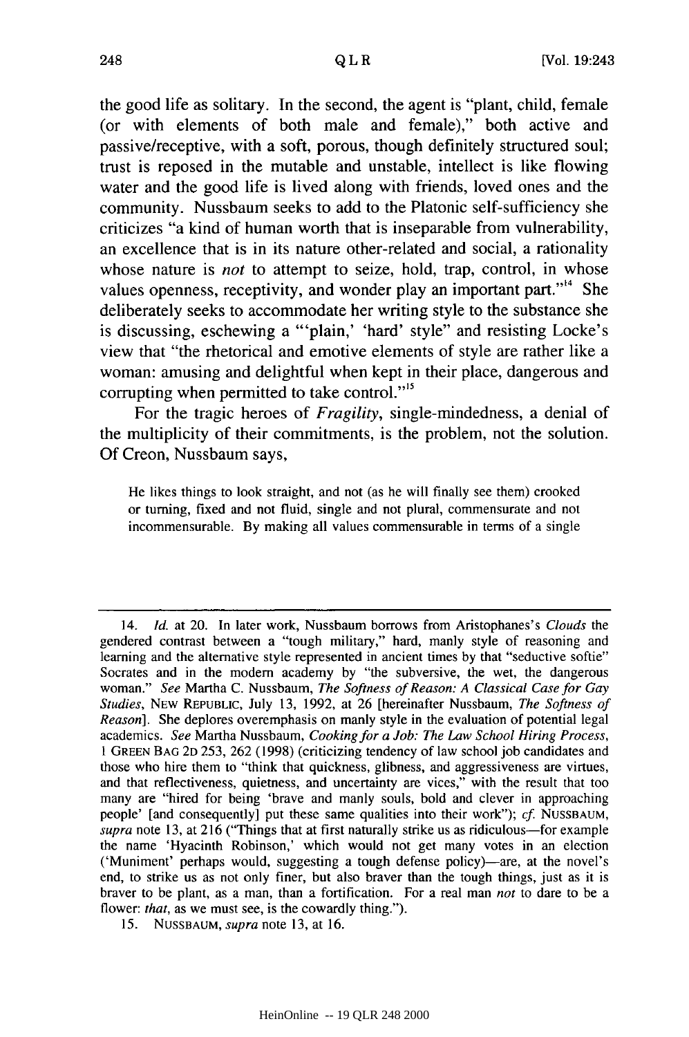the good life as solitary. In the second, the agent is "plant, child, female (or with elements of both male and female)," both active and passive/receptive, with a soft, porous, though definitely structured soul; trust is reposed in the mutable and unstable, intellect is like flowing water and the good life is lived along with friends, loved ones and the community. Nussbaum seeks to add to the Platonic self-sufficiency she criticizes "a kind of human worth that is inseparable from vulnerability, an excellence that is in its nature other-related and social, a rationality whose nature is *not* to attempt to seize, hold, trap, control, in whose values openness, receptivity, and wonder play an important part."[14] She deliberately seeks to accommodate her writing style to the substance she is discussing, eschewing a "'plain,' 'hard' style" and resisting Locke's view that "the rhetorical and emotive elements of style are rather like a woman: amusing and delightful when kept in their place, dangerous and corrupting when permitted to take control."[15]

For the tragic heroes of *Fragility*, single-mindedness, a denial of the multiplicity of their commitments, is the problem, not the solution. Of Creon, Nussbaum says,

> He likes things to look straight, and not (as he will finally see them) crooked or turning, fixed and not fluid, single and not plural, commensurate and not incommensurable. By making all values commensurable in terms of a single

---

14. *Id.* at 20. In later work, Nussbaum borrows from Aristophanes's *Clouds* the gendered contrast between a "tough military," hard, manly style of reasoning and learning and the alternative style represented in ancient times by that "seductive softie" Socrates and in the modern academy by "the subversive, the wet, the dangerous woman." *See* Martha C. Nussbaum, *The Softness of Reason: A Classical Case for Gay Studies*, NEW REPUBLIC, July 13, 1992, at 26 [hereinafter Nussbaum, *The Softness of Reason*]. She deplores overemphasis on manly style in the evaluation of potential legal academics. *See* Martha Nussbaum, *Cooking for a Job: The Law School Hiring Process*, 1 GREEN BAG 2D 253, 262 (1998) (criticizing tendency of law school job candidates and those who hire them to "think that quickness, glibness, and aggressiveness are virtues, and that reflectiveness, quietness, and uncertainty are vices," with the result that too many are "hired for being 'brave and manly souls, bold and clever in approaching people' [and consequently] put these same qualities into their work"); *cf.* NUSSBAUM, *supra* note 13, at 216 ("Things that at first naturally strike us as ridiculous—for example the name 'Hyacinth Robinson,' which would not get many votes in an election ('Muniment' perhaps would, suggesting a tough defense policy)—are, at the novel's end, to strike us as not only finer, but also braver than the tough things, just as it is braver to be plant, as a man, than a fortification. For a real man *not* to dare to be a flower: *that*, as we must see, is the cowardly thing.").

15. NUSSBAUM, *supra* note 13, at 16.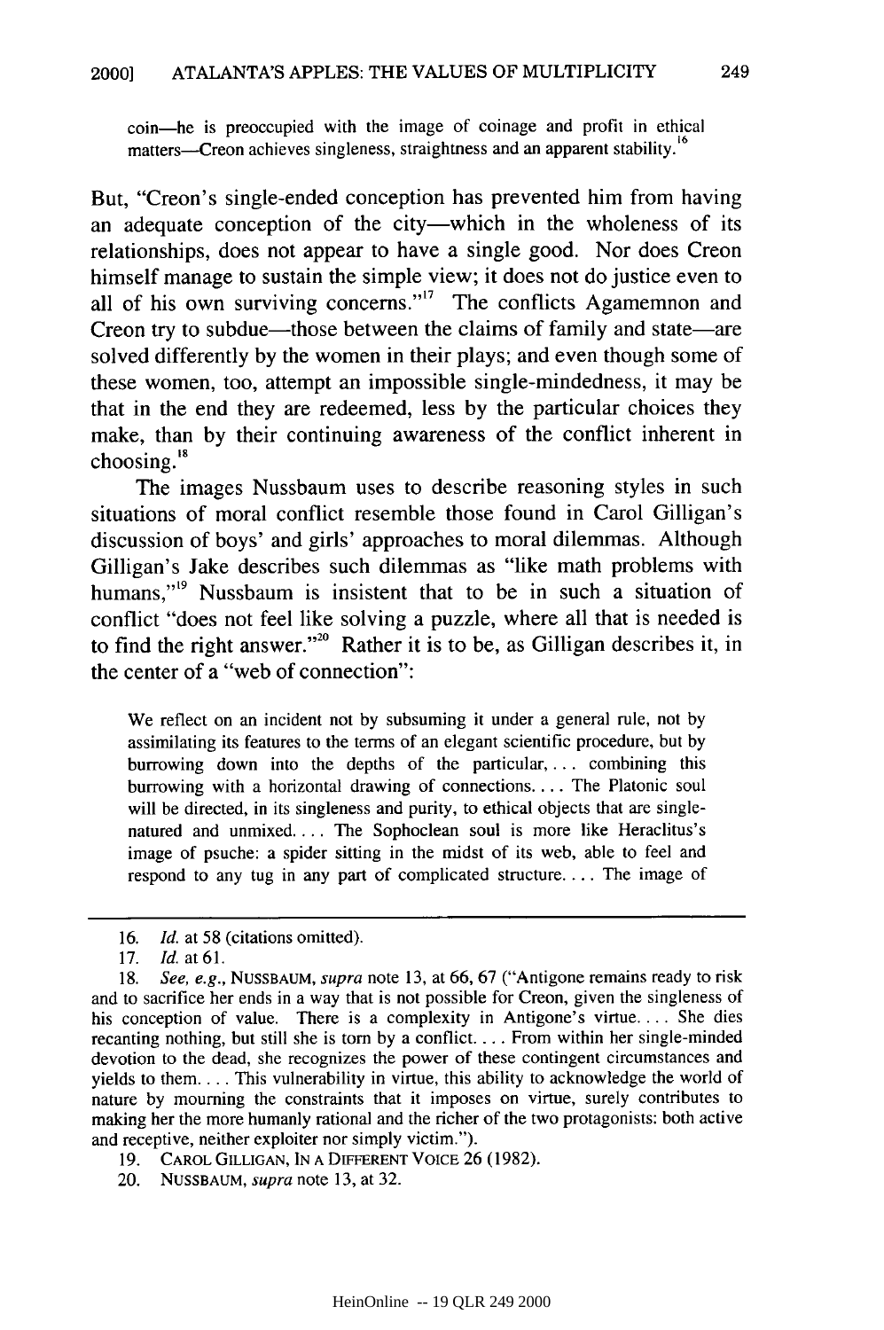> coin—he is preoccupied with the image of coinage and profit in ethical matters—Creon achieves singleness, straightness and an apparent stability.[16]

But, "Creon's single-ended conception has prevented him from having an adequate conception of the city—which in the wholeness of its relationships, does not appear to have a single good. Nor does Creon himself manage to sustain the simple view; it does not do justice even to all of his own surviving concerns."[17] The conflicts Agamemnon and Creon try to subdue—those between the claims of family and state—are solved differently by the women in their plays; and even though some of these women, too, attempt an impossible single-mindedness, it may be that in the end they are redeemed, less by the particular choices they make, than by their continuing awareness of the conflict inherent in choosing.[18]

The images Nussbaum uses to describe reasoning styles in such situations of moral conflict resemble those found in Carol Gilligan's discussion of boys' and girls' approaches to moral dilemmas. Although Gilligan's Jake describes such dilemmas as "like math problems with humans,"[19] Nussbaum is insistent that to be in such a situation of conflict "does not feel like solving a puzzle, where all that is needed is to find the right answer."[20] Rather it is to be, as Gilligan describes it, in the center of a "web of connection":

> We reflect on an incident not by subsuming it under a general rule, not by assimilating its features to the terms of an elegant scientific procedure, but by burrowing down into the depths of the particular, . . . combining this burrowing with a horizontal drawing of connections. . . . The Platonic soul will be directed, in its singleness and purity, to ethical objects that are single-natured and unmixed. . . . The Sophoclean soul is more like Heraclitus's image of psuche: a spider sitting in the midst of its web, able to feel and respond to any tug in any part of complicated structure. . . . The image of

---

16. *Id.* at 58 (citations omitted).

17. *Id.* at 61.

18. *See, e.g.*, NUSSBAUM, *supra* note 13, at 66, 67 ("Antigone remains ready to risk and to sacrifice her ends in a way that is not possible for Creon, given the singleness of his conception of value. There is a complexity in Antigone's virtue. . . . She dies recanting nothing, but still she is torn by a conflict. . . . From within her single-minded devotion to the dead, she recognizes the power of these contingent circumstances and yields to them. . . . This vulnerability in virtue, this ability to acknowledge the world of nature by mourning the constraints that it imposes on virtue, surely contributes to making her the more humanly rational and the richer of the two protagonists: both active and receptive, neither exploiter nor simply victim.").

19. CAROL GILLIGAN, IN A DIFFERENT VOICE 26 (1982).

20. NUSSBAUM, *supra* note 13, at 32.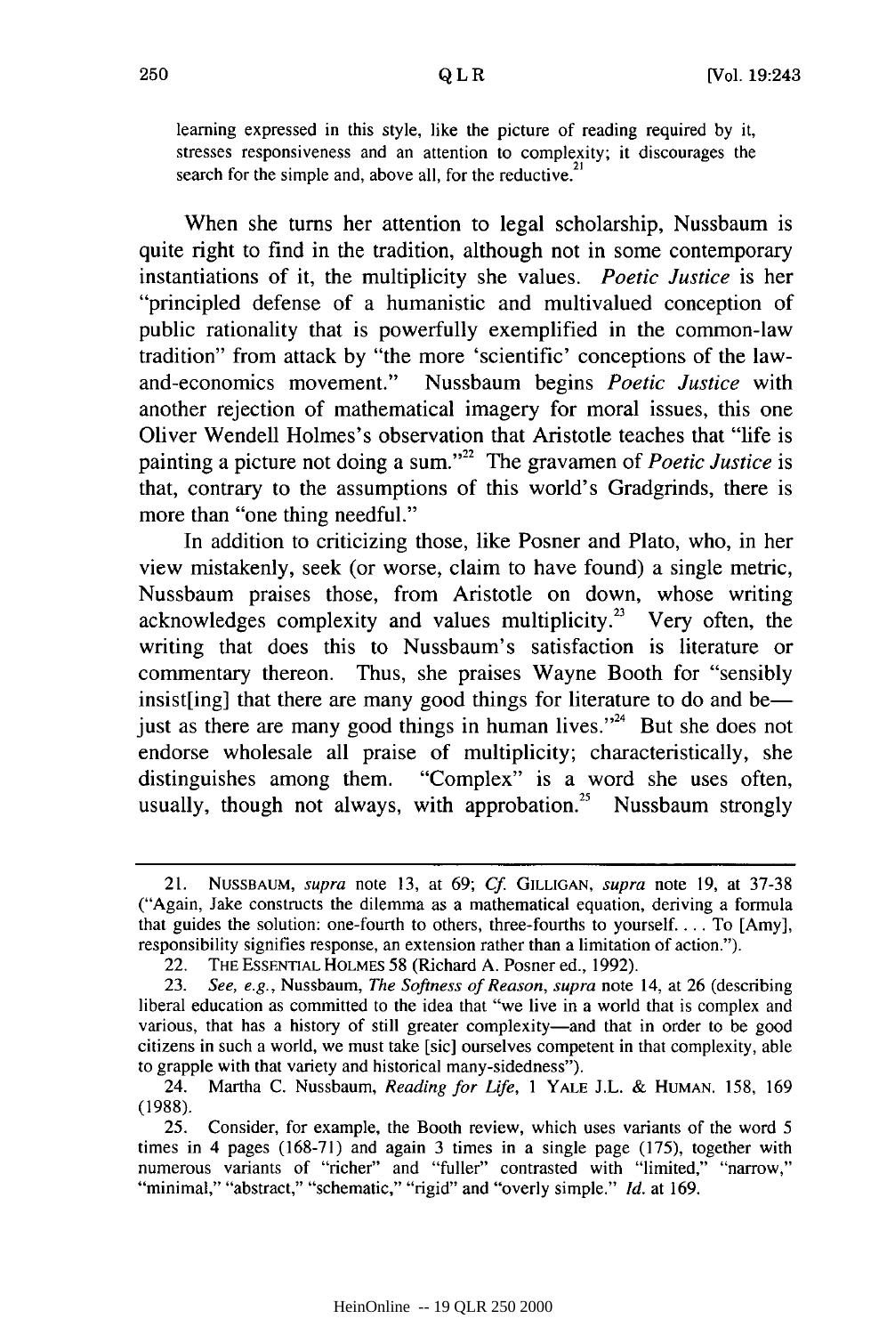learning expressed in this style, like the picture of reading required by it, stresses responsiveness and an attention to complexity; it discourages the search for the simple and, above all, for the reductive.[21]

When she turns her attention to legal scholarship, Nussbaum is quite right to find in the tradition, although not in some contemporary instantiations of it, the multiplicity she values. *Poetic Justice* is her "principled defense of a humanistic and multivalued conception of public rationality that is powerfully exemplified in the common-law tradition" from attack by "the more 'scientific' conceptions of the law-and-economics movement." Nussbaum begins *Poetic Justice* with another rejection of mathematical imagery for moral issues, this one Oliver Wendell Holmes's observation that Aristotle teaches that "life is painting a picture not doing a sum."[22] The gravamen of *Poetic Justice* is that, contrary to the assumptions of this world's Gradgrinds, there is more than "one thing needful."

In addition to criticizing those, like Posner and Plato, who, in her view mistakenly, seek (or worse, claim to have found) a single metric, Nussbaum praises those, from Aristotle on down, whose writing acknowledges complexity and values multiplicity.[23] Very often, the writing that does this to Nussbaum's satisfaction is literature or commentary thereon. Thus, she praises Wayne Booth for "sensibly insist[ing] that there are many good things for literature to do and be—just as there are many good things in human lives."[24] But she does not endorse wholesale all praise of multiplicity; characteristically, she distinguishes among them. "Complex" is a word she uses often, usually, though not always, with approbation.[25] Nussbaum strongly

---

21. NUSSBAUM, *supra* note 13, at 69; *Cf.* GILLIGAN, *supra* note 19, at 37-38 ("Again, Jake constructs the dilemma as a mathematical equation, deriving a formula that guides the solution: one-fourth to others, three-fourths to yourself. . . . To [Amy], responsibility signifies response, an extension rather than a limitation of action.").

22. THE ESSENTIAL HOLMES 58 (Richard A. Posner ed., 1992).

23. *See, e.g.*, Nussbaum, *The Softness of Reason*, *supra* note 14, at 26 (describing liberal education as committed to the idea that "we live in a world that is complex and various, that has a history of still greater complexity—and that in order to be good citizens in such a world, we must take [sic] ourselves competent in that complexity, able to grapple with that variety and historical many-sidedness").

24. Martha C. Nussbaum, *Reading for Life*, 1 YALE J.L. & HUMAN. 158, 169 (1988).

25. Consider, for example, the Booth review, which uses variants of the word 5 times in 4 pages (168-71) and again 3 times in a single page (175), together with numerous variants of "richer" and "fuller" contrasted with "limited," "narrow," "minimal," "abstract," "schematic," "rigid" and "overly simple." *Id.* at 169.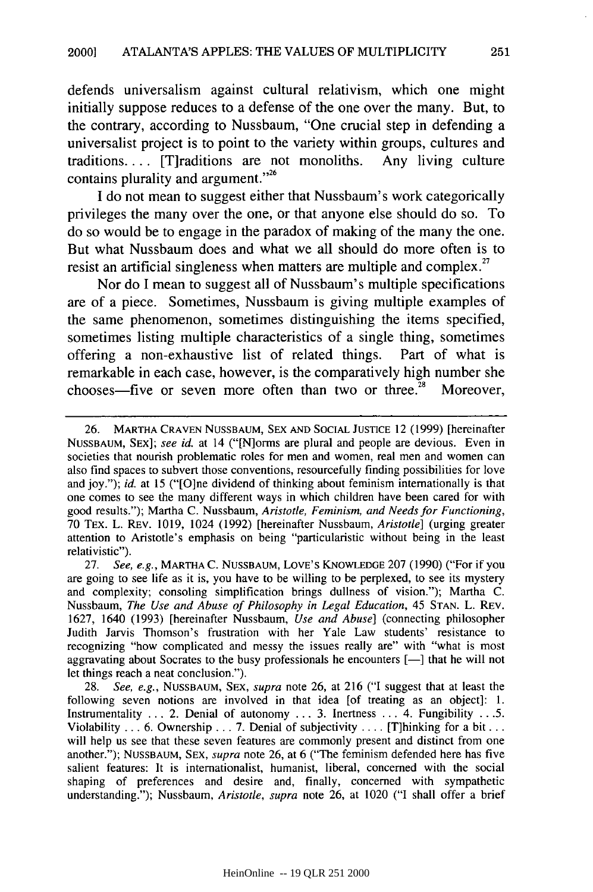defends universalism against cultural relativism, which one might initially suppose reduces to a defense of the one over the many. But, to the contrary, according to Nussbaum, "One crucial step in defending a universalist project is to point to the variety within groups, cultures and traditions. . . . [T]raditions are not monoliths. Any living culture contains plurality and argument."[26]

I do not mean to suggest either that Nussbaum's work categorically privileges the many over the one, or that anyone else should do so. To do so would be to engage in the paradox of making of the many the one. But what Nussbaum does and what we all should do more often is to resist an artificial singleness when matters are multiple and complex.[27]

Nor do I mean to suggest all of Nussbaum's multiple specifications are of a piece. Sometimes, Nussbaum is giving multiple examples of the same phenomenon, sometimes distinguishing the items specified, sometimes listing multiple characteristics of a single thing, sometimes offering a non-exhaustive list of related things. Part of what is remarkable in each case, however, is the comparatively high number she chooses—five or seven more often than two or three.[28] Moreover,

---

26. MARTHA CRAVEN NUSSBAUM, SEX AND SOCIAL JUSTICE 12 (1999) [hereinafter NUSSBAUM, SEX]; *see id.* at 14 ("[N]orms are plural and people are devious. Even in societies that nourish problematic roles for men and women, real men and women can also find spaces to subvert those conventions, resourcefully finding possibilities for love and joy."); *id.* at 15 ("[O]ne dividend of thinking about feminism internationally is that one comes to see the many different ways in which children have been cared for with good results."); Martha C. Nussbaum, *Aristotle, Feminism, and Needs for Functioning*, 70 TEX. L. REV. 1019, 1024 (1992) [hereinafter Nussbaum, *Aristotle*] (urging greater attention to Aristotle's emphasis on being "particularistic without being in the least relativistic").

27. *See, e.g.*, MARTHA C. NUSSBAUM, LOVE'S KNOWLEDGE 207 (1990) ("For if you are going to see life as it is, you have to be willing to be perplexed, to see its mystery and complexity; consoling simplification brings dullness of vision."); Martha C. Nussbaum, *The Use and Abuse of Philosophy in Legal Education*, 45 STAN. L. REV. 1627, 1640 (1993) [hereinafter Nussbaum, *Use and Abuse*] (connecting philosopher Judith Jarvis Thomson's frustration with her Yale Law students' resistance to recognizing "how complicated and messy the issues really are" with "what is most aggravating about Socrates to the busy professionals he encounters [—] that he will not let things reach a neat conclusion.").

28. *See, e.g.*, NUSSBAUM, SEX, *supra* note 26, at 216 ("I suggest that at least the following seven notions are involved in that idea [of treating as an object]: 1. Instrumentality . . . 2. Denial of autonomy . . . 3. Inertness . . . 4. Fungibility . . . 5. Violability . . . 6. Ownership . . . 7. Denial of subjectivity . . . . [T]hinking for a bit . . . will help us see that these seven features are commonly present and distinct from one another."); NUSSBAUM, SEX, *supra* note 26, at 6 ("The feminism defended here has five salient features: It is internationalist, humanist, liberal, concerned with the social shaping of preferences and desire and, finally, concerned with sympathetic understanding."); Nussbaum, *Aristotle*, *supra* note 26, at 1020 ("I shall offer a brief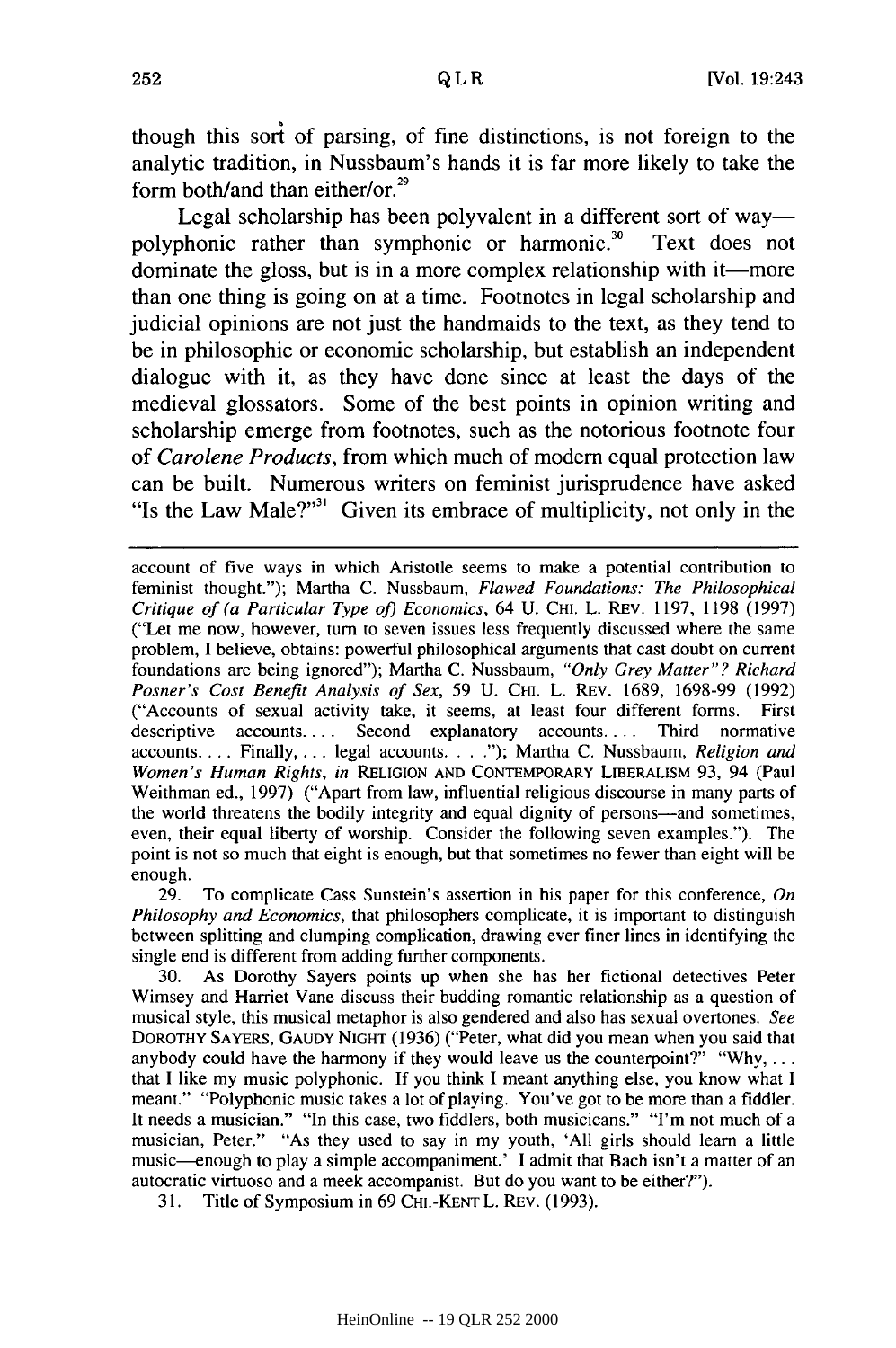though this sort of parsing, of fine distinctions, is not foreign to the analytic tradition, in Nussbaum's hands it is far more likely to take the form both/and than either/or.[29]

Legal scholarship has been polyvalent in a different sort of way—polyphonic rather than symphonic or harmonic.[30] Text does not dominate the gloss, but is in a more complex relationship with it—more than one thing is going on at a time. Footnotes in legal scholarship and judicial opinions are not just the handmaids to the text, as they tend to be in philosophic or economic scholarship, but establish an independent dialogue with it, as they have done since at least the days of the medieval glossators. Some of the best points in opinion writing and scholarship emerge from footnotes, such as the notorious footnote four of *Carolene Products*, from which much of modern equal protection law can be built. Numerous writers on feminist jurisprudence have asked "Is the Law Male?"[31] Given its embrace of multiplicity, not only in the

---

account of five ways in which Aristotle seems to make a potential contribution to feminist thought."); Martha C. Nussbaum, *Flawed Foundations: The Philosophical Critique of (a Particular Type of) Economics*, 64 U. CHI. L. REV. 1197, 1198 (1997) ("Let me now, however, turn to seven issues less frequently discussed where the same problem, I believe, obtains: powerful philosophical arguments that cast doubt on current foundations are being ignored"); Martha C. Nussbaum, *"Only Grey Matter"? Richard Posner's Cost Benefit Analysis of Sex*, 59 U. CHI. L. REV. 1689, 1698-99 (1992) ("Accounts of sexual activity take, it seems, at least four different forms. First descriptive accounts.... Second explanatory accounts.... Third normative accounts.... Finally,... legal accounts. . . ."); Martha C. Nussbaum, *Religion and Women's Human Rights*, *in* RELIGION AND CONTEMPORARY LIBERALISM 93, 94 (Paul Weithman ed., 1997) ("Apart from law, influential religious discourse in many parts of the world threatens the bodily integrity and equal dignity of persons—and sometimes, even, their equal liberty of worship. Consider the following seven examples."). The point is not so much that eight is enough, but that sometimes no fewer than eight will be enough.

29. To complicate Cass Sunstein's assertion in his paper for this conference, *On Philosophy and Economics*, that philosophers complicate, it is important to distinguish between splitting and clumping complication, drawing ever finer lines in identifying the single end is different from adding further components.

30. As Dorothy Sayers points up when she has her fictional detectives Peter Wimsey and Harriet Vane discuss their budding romantic relationship as a question of musical style, this musical metaphor is also gendered and also has sexual overtones. *See* DOROTHY SAYERS, GAUDY NIGHT (1936) ("Peter, what did you mean when you said that anybody could have the harmony if they would leave us the counterpoint?" "Why, . . . that I like my music polyphonic. If you think I meant anything else, you know what I meant." "Polyphonic music takes a lot of playing. You've got to be more than a fiddler. It needs a musician." "In this case, two fiddlers, both musicicans." "I'm not much of a musician, Peter." "As they used to say in my youth, 'All girls should learn a little music—enough to play a simple accompaniment.' I admit that Bach isn't a matter of an autocratic virtuoso and a meek accompanist. But do you want to be either?").

31. Title of Symposium in 69 CHI.-KENT L. REV. (1993).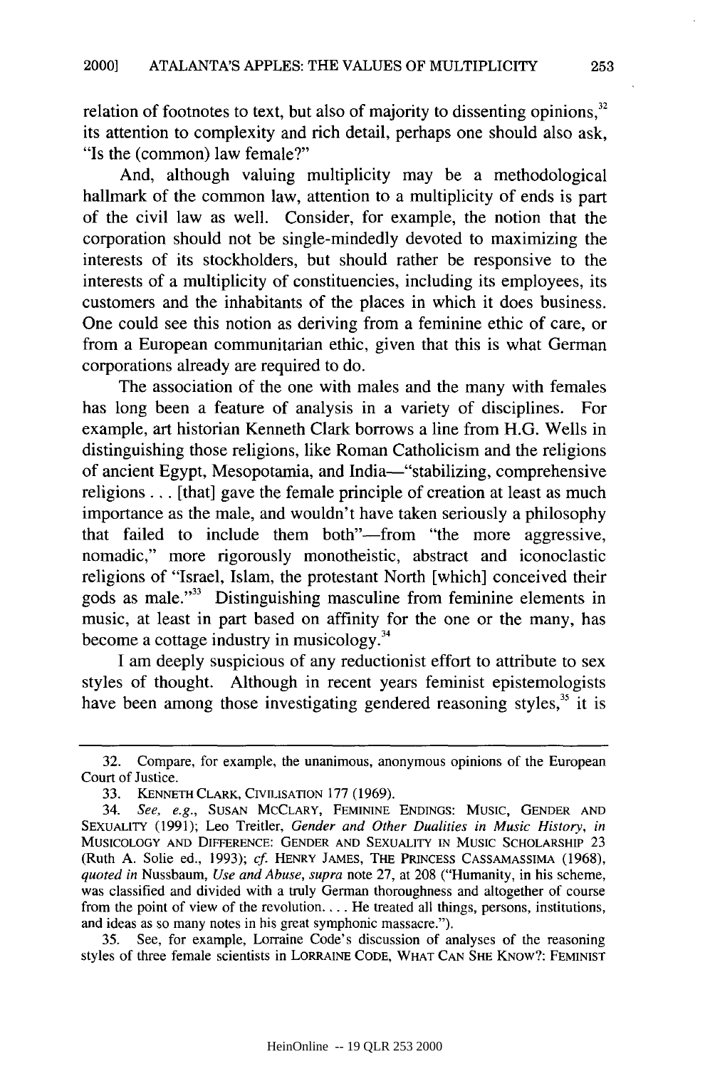relation of footnotes to text, but also of majority to dissenting opinions,[32] its attention to complexity and rich detail, perhaps one should also ask, "Is the (common) law female?"

And, although valuing multiplicity may be a methodological hallmark of the common law, attention to a multiplicity of ends is part of the civil law as well. Consider, for example, the notion that the corporation should not be single-mindedly devoted to maximizing the interests of its stockholders, but should rather be responsive to the interests of a multiplicity of constituencies, including its employees, its customers and the inhabitants of the places in which it does business. One could see this notion as deriving from a feminine ethic of care, or from a European communitarian ethic, given that this is what German corporations already are required to do.

The association of the one with males and the many with females has long been a feature of analysis in a variety of disciplines. For example, art historian Kenneth Clark borrows a line from H.G. Wells in distinguishing those religions, like Roman Catholicism and the religions of ancient Egypt, Mesopotamia, and India—"stabilizing, comprehensive religions . . . [that] gave the female principle of creation at least as much importance as the male, and wouldn't have taken seriously a philosophy that failed to include them both"—from "the more aggressive, nomadic," more rigorously monotheistic, abstract and iconoclastic religions of "Israel, Islam, the protestant North [which] conceived their gods as male."[33] Distinguishing masculine from feminine elements in music, at least in part based on affinity for the one or the many, has become a cottage industry in musicology.[34]

I am deeply suspicious of any reductionist effort to attribute to sex styles of thought. Although in recent years feminist epistemologists have been among those investigating gendered reasoning styles,[35] it is

---

32. Compare, for example, the unanimous, anonymous opinions of the European Court of Justice.

33. KENNETH CLARK, CIVILISATION 177 (1969).

34. *See, e.g.*, SUSAN MCCLARY, FEMININE ENDINGS: MUSIC, GENDER AND SEXUALITY (1991); Leo Treitler, *Gender and Other Dualities in Music History*, *in* MUSICOLOGY AND DIFFERENCE: GENDER AND SEXUALITY IN MUSIC SCHOLARSHIP 23 (Ruth A. Solie ed., 1993); *cf.* HENRY JAMES, THE PRINCESS CASSAMASSIMA (1968), *quoted in* Nussbaum, *Use and Abuse*, *supra* note 27, at 208 ("Humanity, in his scheme, was classified and divided with a truly German thoroughness and altogether of course from the point of view of the revolution. . . . He treated all things, persons, institutions, and ideas as so many notes in his great symphonic massacre.").

35. See, for example, Lorraine Code's discussion of analyses of the reasoning styles of three female scientists in LORRAINE CODE, WHAT CAN SHE KNOW?: FEMINIST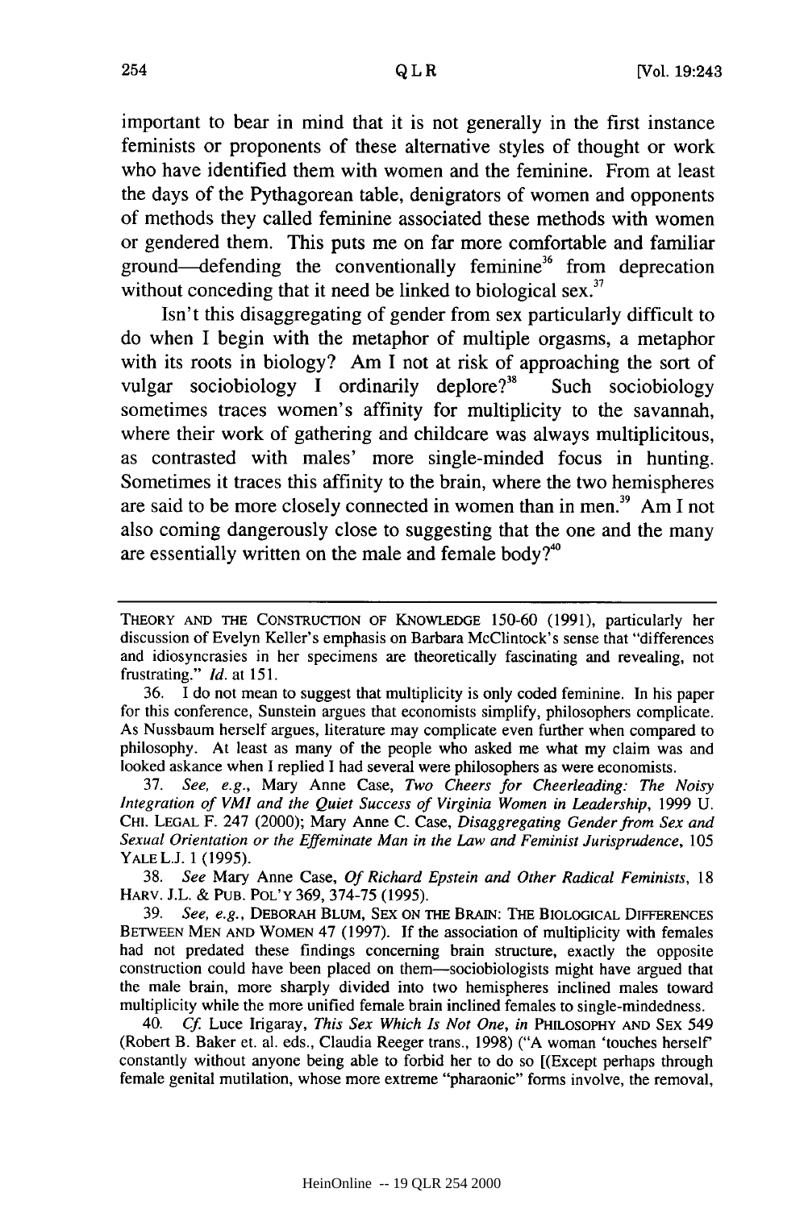important to bear in mind that it is not generally in the first instance feminists or proponents of these alternative styles of thought or work who have identified them with women and the feminine. From at least the days of the Pythagorean table, denigrators of women and opponents of methods they called feminine associated these methods with women or gendered them. This puts me on far more comfortable and familiar ground—defending the conventionally feminine[36] from deprecation without conceding that it need be linked to biological sex.[37]

Isn't this disaggregating of gender from sex particularly difficult to do when I begin with the metaphor of multiple orgasms, a metaphor with its roots in biology? Am I not at risk of approaching the sort of vulgar sociobiology I ordinarily deplore?[38] Such sociobiology sometimes traces women's affinity for multiplicity to the savannah, where their work of gathering and childcare was always multiplicitous, as contrasted with males' more single-minded focus in hunting. Sometimes it traces this affinity to the brain, where the two hemispheres are said to be more closely connected in women than in men.[39] Am I not also coming dangerously close to suggesting that the one and the many are essentially written on the male and female body?[40]

---

THEORY AND THE CONSTRUCTION OF KNOWLEDGE 150-60 (1991), particularly her discussion of Evelyn Keller's emphasis on Barbara McClintock's sense that "differences and idiosyncracies in her specimens are theoretically fascinating and revealing, not frustrating." *Id.* at 151.

36. I do not mean to suggest that multiplicity is only coded feminine. In his paper for this conference, Sunstein argues that economists simplify, philosophers complicate. As Nussbaum herself argues, literature may complicate even further when compared to philosophy. At least as many of the people who asked me what my claim was and looked askance when I replied I had several were philosophers as were economists.

37. *See, e.g.*, Mary Anne Case, *Two Cheers for Cheerleading: The Noisy Integration of VMI and the Quiet Success of Virginia Women in Leadership*, 1999 U. CHI. LEGAL F. 247 (2000); Mary Anne C. Case, *Disaggregating Gender from Sex and Sexual Orientation or the Effeminate Man in the Law and Feminist Jurisprudence*, 105 YALE L.J. 1 (1995).

38. *See* Mary Anne Case, *Of Richard Epstein and Other Radical Feminists*, 18 HARV. J.L. & PUB. POL'Y 369, 374-75 (1995).

39. *See, e.g.*, DEBORAH BLUM, SEX ON THE BRAIN: THE BIOLOGICAL DIFFERENCES BETWEEN MEN AND WOMEN 47 (1997). If the association of multiplicity with females had not predated these findings concerning brain structure, exactly the opposite construction could have been placed on them—sociobiologists might have argued that the male brain, more sharply divided into two hemispheres inclined males toward multiplicity while the more unified female brain inclined females to single-mindedness.

40. *Cf.* Luce Irigaray, *This Sex Which Is Not One*, *in* PHILOSOPHY AND SEX 549 (Robert B. Baker et. al. eds., Claudia Reeger trans., 1998) ("A woman 'touches herself' constantly without anyone being able to forbid her to do so [(Except perhaps through female genital mutilation, whose more extreme "pharaonic" forms involve, the removal,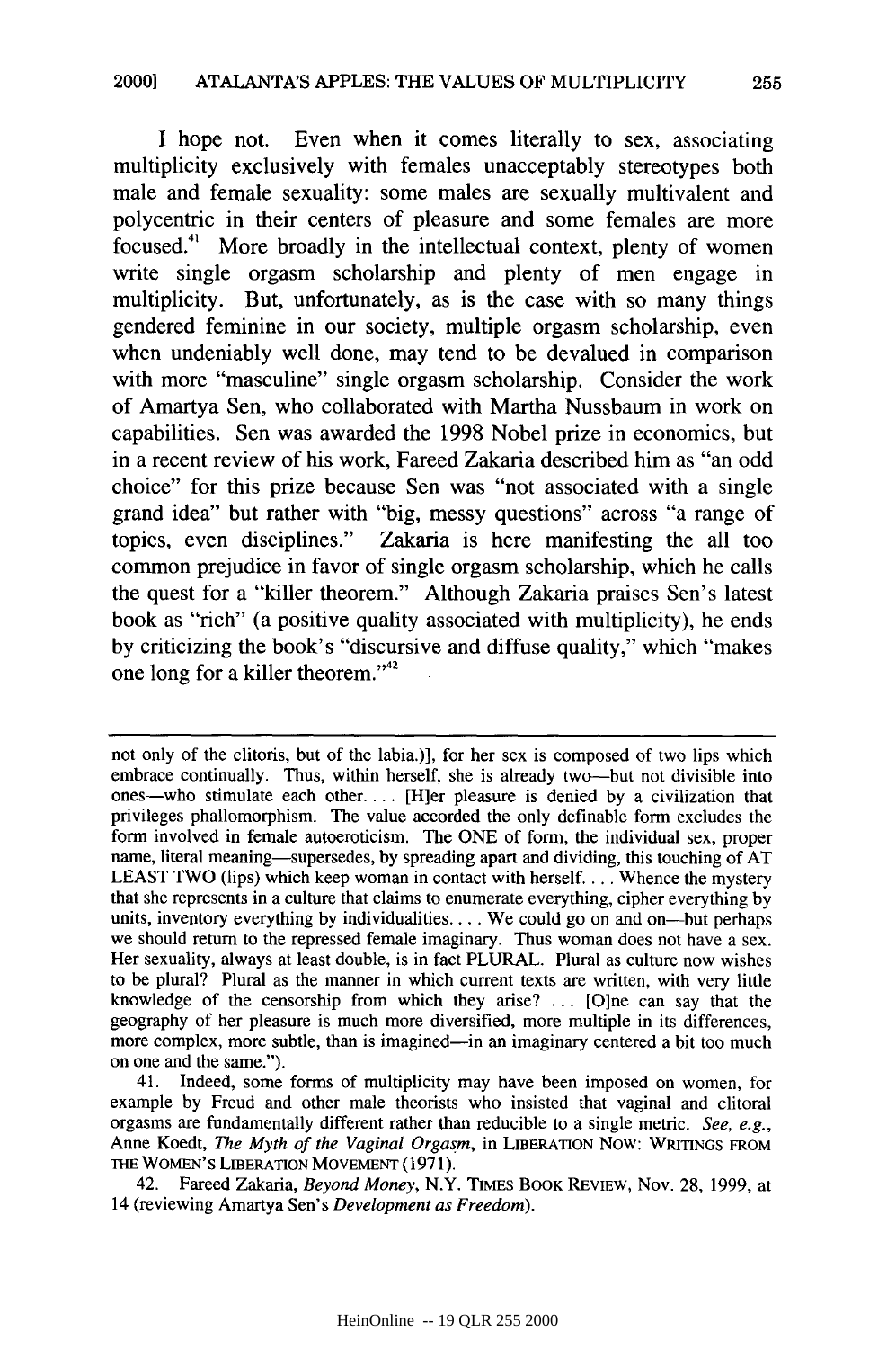I hope not. Even when it comes literally to sex, associating multiplicity exclusively with females unacceptably stereotypes both male and female sexuality: some males are sexually multivalent and polycentric in their centers of pleasure and some females are more focused.[41] More broadly in the intellectual context, plenty of women write single orgasm scholarship and plenty of men engage in multiplicity. But, unfortunately, as is the case with so many things gendered feminine in our society, multiple orgasm scholarship, even when undeniably well done, may tend to be devalued in comparison with more "masculine" single orgasm scholarship. Consider the work of Amartya Sen, who collaborated with Martha Nussbaum in work on capabilities. Sen was awarded the 1998 Nobel prize in economics, but in a recent review of his work, Fareed Zakaria described him as "an odd choice" for this prize because Sen was "not associated with a single grand idea" but rather with "big, messy questions" across "a range of topics, even disciplines." Zakaria is here manifesting the all too common prejudice in favor of single orgasm scholarship, which he calls the quest for a "killer theorem." Although Zakaria praises Sen's latest book as "rich" (a positive quality associated with multiplicity), he ends by criticizing the book's "discursive and diffuse quality," which "makes one long for a killer theorem."[42]

---

not only of the clitoris, but of the labia.)], for her sex is composed of two lips which embrace continually. Thus, within herself, she is already two—but not divisible into ones—who stimulate each other. . . . [H]er pleasure is denied by a civilization that privileges phallomorphism. The value accorded the only definable form excludes the form involved in female autoeroticism. The ONE of form, the individual sex, proper name, literal meaning—supersedes, by spreading apart and dividing, this touching of AT LEAST TWO (lips) which keep woman in contact with herself. . . . Whence the mystery that she represents in a culture that claims to enumerate everything, cipher everything by units, inventory everything by individualities. . . . We could go on and on—but perhaps we should return to the repressed female imaginary. Thus woman does not have a sex. Her sexuality, always at least double, is in fact PLURAL. Plural as culture now wishes to be plural? Plural as the manner in which current texts are written, with very little knowledge of the censorship from which they arise? . . . [O]ne can say that the geography of her pleasure is much more diversified, more multiple in its differences, more complex, more subtle, than is imagined—in an imaginary centered a bit too much on one and the same.").

41. Indeed, some forms of multiplicity may have been imposed on women, for example by Freud and other male theorists who insisted that vaginal and clitoral orgasms are fundamentally different rather than reducible to a single metric. *See, e.g.*, Anne Koedt, *The Myth of the Vaginal Orgasm*, in LIBERATION NOW: WRITINGS FROM THE WOMEN'S LIBERATION MOVEMENT (1971).

42. Fareed Zakaria, *Beyond Money*, N.Y. TIMES BOOK REVIEW, Nov. 28, 1999, at 14 (reviewing Amartya Sen's *Development as Freedom*).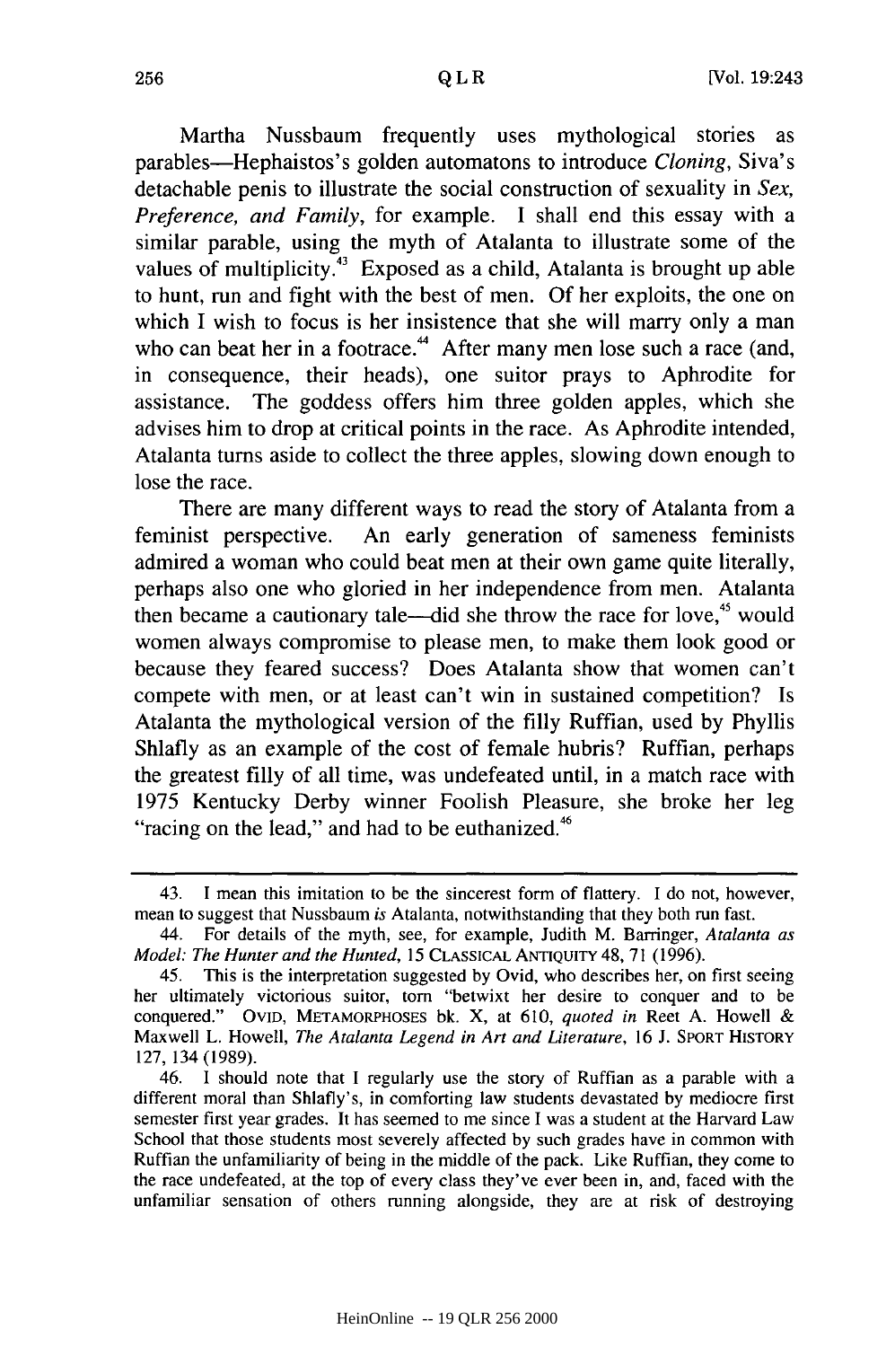Martha Nussbaum frequently uses mythological stories as parables—Hephaistos's golden automatons to introduce *Cloning*, Siva's detachable penis to illustrate the social construction of sexuality in *Sex, Preference, and Family*, for example. I shall end this essay with a similar parable, using the myth of Atalanta to illustrate some of the values of multiplicity.[43] Exposed as a child, Atalanta is brought up able to hunt, run and fight with the best of men. Of her exploits, the one on which I wish to focus is her insistence that she will marry only a man who can beat her in a footrace.[44] After many men lose such a race (and, in consequence, their heads), one suitor prays to Aphrodite for assistance. The goddess offers him three golden apples, which she advises him to drop at critical points in the race. As Aphrodite intended, Atalanta turns aside to collect the three apples, slowing down enough to lose the race.

There are many different ways to read the story of Atalanta from a feminist perspective. An early generation of sameness feminists admired a woman who could beat men at their own game quite literally, perhaps also one who gloried in her independence from men. Atalanta then became a cautionary tale—did she throw the race for love,[45] would women always compromise to please men, to make them look good or because they feared success? Does Atalanta show that women can't compete with men, or at least can't win in sustained competition? Is Atalanta the mythological version of the filly Ruffian, used by Phyllis Shlafly as an example of the cost of female hubris? Ruffian, perhaps the greatest filly of all time, was undefeated until, in a match race with 1975 Kentucky Derby winner Foolish Pleasure, she broke her leg "racing on the lead," and had to be euthanized.[46]

---

43. I mean this imitation to be the sincerest form of flattery. I do not, however, mean to suggest that Nussbaum *is* Atalanta, notwithstanding that they both run fast.

44. For details of the myth, see, for example, Judith M. Barringer, *Atalanta as Model: The Hunter and the Hunted*, 15 CLASSICAL ANTIQUITY 48, 71 (1996).

45. This is the interpretation suggested by Ovid, who describes her, on first seeing her ultimately victorious suitor, torn "betwixt her desire to conquer and to be conquered." OVID, METAMORPHOSES bk. X, at 610, *quoted in* Reet A. Howell & Maxwell L. Howell, *The Atalanta Legend in Art and Literature*, 16 J. SPORT HISTORY 127, 134 (1989).

46. I should note that I regularly use the story of Ruffian as a parable with a different moral than Shlafly's, in comforting law students devastated by mediocre first semester first year grades. It has seemed to me since I was a student at the Harvard Law School that those students most severely affected by such grades have in common with Ruffian the unfamiliarity of being in the middle of the pack. Like Ruffian, they come to the race undefeated, at the top of every class they've ever been in, and, faced with the unfamiliar sensation of others running alongside, they are at risk of destroying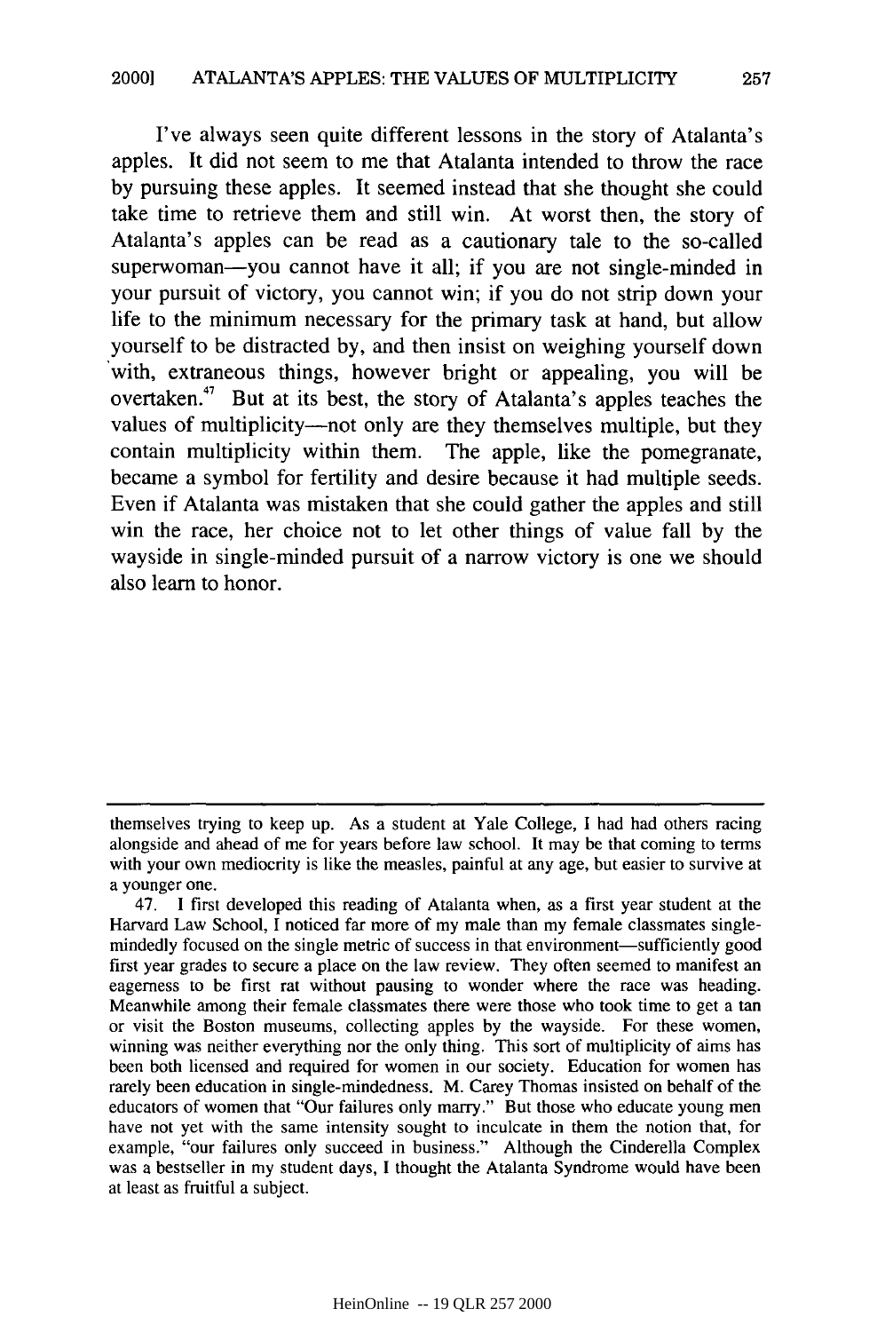I've always seen quite different lessons in the story of Atalanta's apples. It did not seem to me that Atalanta intended to throw the race by pursuing these apples. It seemed instead that she thought she could take time to retrieve them and still win. At worst then, the story of Atalanta's apples can be read as a cautionary tale to the so-called superwoman—you cannot have it all; if you are not single-minded in your pursuit of victory, you cannot win; if you do not strip down your life to the minimum necessary for the primary task at hand, but allow yourself to be distracted by, and then insist on weighing yourself down with, extraneous things, however bright or appealing, you will be overtaken.[47] But at its best, the story of Atalanta's apples teaches the values of multiplicity—not only are they themselves multiple, but they contain multiplicity within them. The apple, like the pomegranate, became a symbol for fertility and desire because it had multiple seeds. Even if Atalanta was mistaken that she could gather the apples and still win the race, her choice not to let other things of value fall by the wayside in single-minded pursuit of a narrow victory is one we should also learn to honor.

---

themselves trying to keep up. As a student at Yale College, I had had others racing alongside and ahead of me for years before law school. It may be that coming to terms with your own mediocrity is like the measles, painful at any age, but easier to survive at a younger one.

47. I first developed this reading of Atalanta when, as a first year student at the Harvard Law School, I noticed far more of my male than my female classmates single-mindedly focused on the single metric of success in that environment—sufficiently good first year grades to secure a place on the law review. They often seemed to manifest an eagerness to be first rat without pausing to wonder where the race was heading. Meanwhile among their female classmates there were those who took time to get a tan or visit the Boston museums, collecting apples by the wayside. For these women, winning was neither everything nor the only thing. This sort of multiplicity of aims has been both licensed and required for women in our society. Education for women has rarely been education in single-mindedness. M. Carey Thomas insisted on behalf of the educators of women that "Our failures only marry." But those who educate young men have not yet with the same intensity sought to inculcate in them the notion that, for example, "our failures only succeed in business." Although the Cinderella Complex was a bestseller in my student days, I thought the Atalanta Syndrome would have been at least as fruitful a subject.